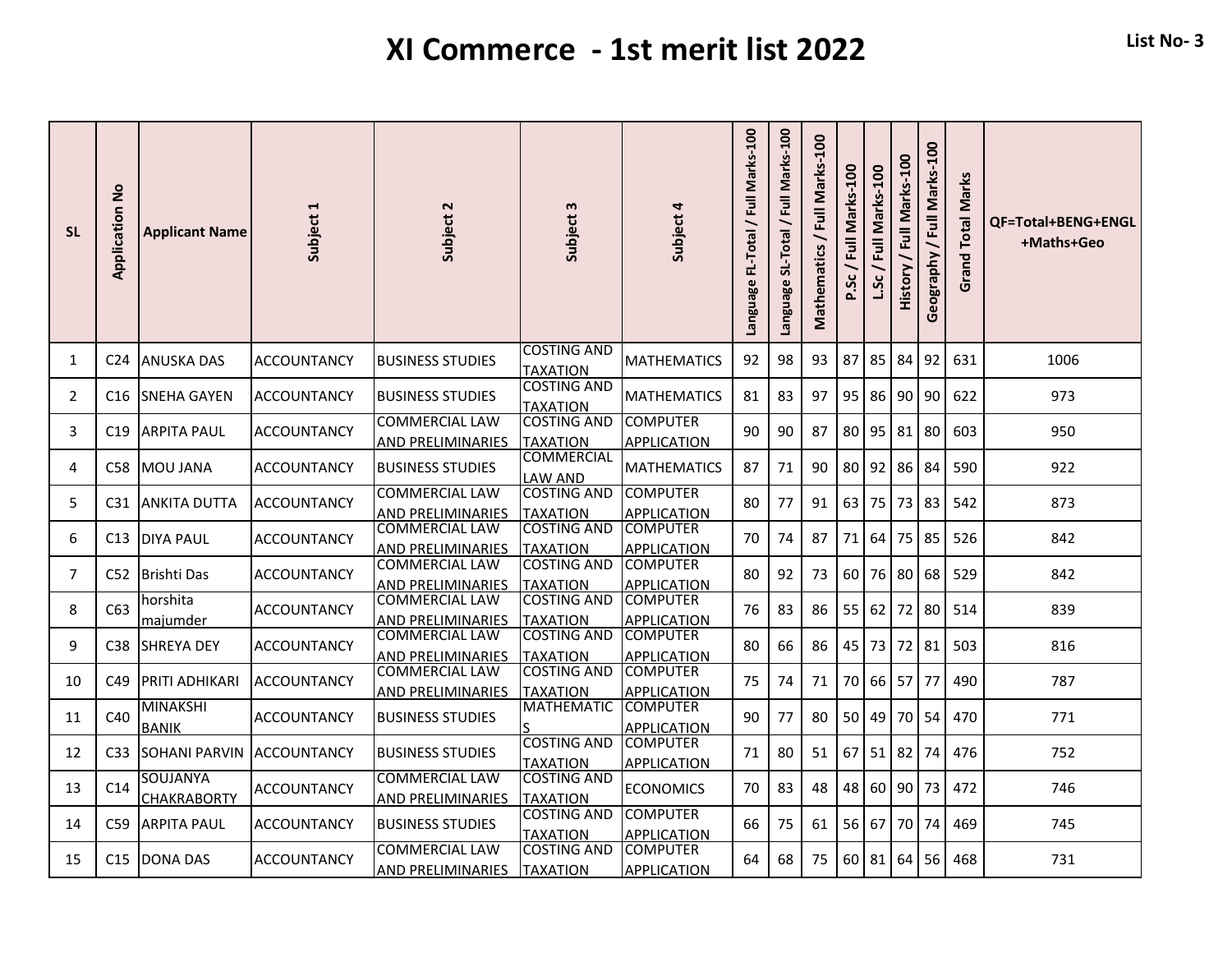# XI Commerce - 1st merit list 2022

**List No- 3**

| SL | Application No | Applicant Name | Subject 1 | Subject 2 | Subject 3 | Subject 4 | Language FL-Total / Full Marks-100 | Language SL-Total / Full Marks-100 | Mathematics / Full Marks-100 | P.Sc / Full Marks-100 | L.Sc / Full Marks-100 | History / Full Marks-100 | Geography / Full Marks-100 | Grand Total Marks | QF=Total+BENG+ENGL +Maths+Geo |
|---|---|---|---|---|---|---|---|---|---|---|---|---|---|---|---|
| 1 | C24 | ANUSKA DAS | ACCOUNTANCY | BUSINESS STUDIES | COSTING AND TAXATION | MATHEMATICS | 92 | 98 | 93 | 87 | 85 | 84 | 92 | 631 | 1006 |
| 2 | C16 | SNEHA GAYEN | ACCOUNTANCY | BUSINESS STUDIES | COSTING AND TAXATION | MATHEMATICS | 81 | 83 | 97 | 95 | 86 | 90 | 90 | 622 | 973 |
| 3 | C19 | ARPITA PAUL | ACCOUNTANCY | COMMERCIAL LAW AND PRELIMINARIES | COSTING AND TAXATION | COMPUTER APPLICATION | 90 | 90 | 87 | 80 | 95 | 81 | 80 | 603 | 950 |
| 4 | C58 | MOU JANA | ACCOUNTANCY | BUSINESS STUDIES | COMMERCIAL LAW AND | MATHEMATICS | 87 | 71 | 90 | 80 | 92 | 86 | 84 | 590 | 922 |
| 5 | C31 | ANKITA DUTTA | ACCOUNTANCY | COMMERCIAL LAW AND PRELIMINARIES | COSTING AND TAXATION | COMPUTER APPLICATION | 80 | 77 | 91 | 63 | 75 | 73 | 83 | 542 | 873 |
| 6 | C13 | DIYA PAUL | ACCOUNTANCY | COMMERCIAL LAW AND PRELIMINARIES | COSTING AND TAXATION | COMPUTER APPLICATION | 70 | 74 | 87 | 71 | 64 | 75 | 85 | 526 | 842 |
| 7 | C52 | Brishti Das | ACCOUNTANCY | COMMERCIAL LAW AND PRELIMINARIES | COSTING AND TAXATION | COMPUTER APPLICATION | 80 | 92 | 73 | 60 | 76 | 80 | 68 | 529 | 842 |
| 8 | C63 | horshita majumder | ACCOUNTANCY | COMMERCIAL LAW AND PRELIMINARIES | COSTING AND TAXATION | COMPUTER APPLICATION | 76 | 83 | 86 | 55 | 62 | 72 | 80 | 514 | 839 |
| 9 | C38 | SHREYA DEY | ACCOUNTANCY | COMMERCIAL LAW AND PRELIMINARIES | COSTING AND TAXATION | COMPUTER APPLICATION | 80 | 66 | 86 | 45 | 73 | 72 | 81 | 503 | 816 |
| 10 | C49 | PRITI ADHIKARI | ACCOUNTANCY | COMMERCIAL LAW AND PRELIMINARIES | COSTING AND TAXATION | COMPUTER APPLICATION | 75 | 74 | 71 | 70 | 66 | 57 | 77 | 490 | 787 |
| 11 | C40 | MINAKSHI BANIK | ACCOUNTANCY | BUSINESS STUDIES | MATHEMATICS | COMPUTER APPLICATION | 90 | 77 | 80 | 50 | 49 | 70 | 54 | 470 | 771 |
| 12 | C33 | SOHANI PARVIN | ACCOUNTANCY | BUSINESS STUDIES | COSTING AND TAXATION | COMPUTER APPLICATION | 71 | 80 | 51 | 67 | 51 | 82 | 74 | 476 | 752 |
| 13 | C14 | SOUJANYA CHAKRABORTY | ACCOUNTANCY | COMMERCIAL LAW AND PRELIMINARIES | COSTING AND TAXATION | ECONOMICS | 70 | 83 | 48 | 48 | 60 | 90 | 73 | 472 | 746 |
| 14 | C59 | ARPITA PAUL | ACCOUNTANCY | BUSINESS STUDIES | COSTING AND TAXATION | COMPUTER APPLICATION | 66 | 75 | 61 | 56 | 67 | 70 | 74 | 469 | 745 |
| 15 | C15 | DONA DAS | ACCOUNTANCY | COMMERCIAL LAW AND PRELIMINARIES | COSTING AND TAXATION | COMPUTER APPLICATION | 64 | 68 | 75 | 60 | 81 | 64 | 56 | 468 | 731 |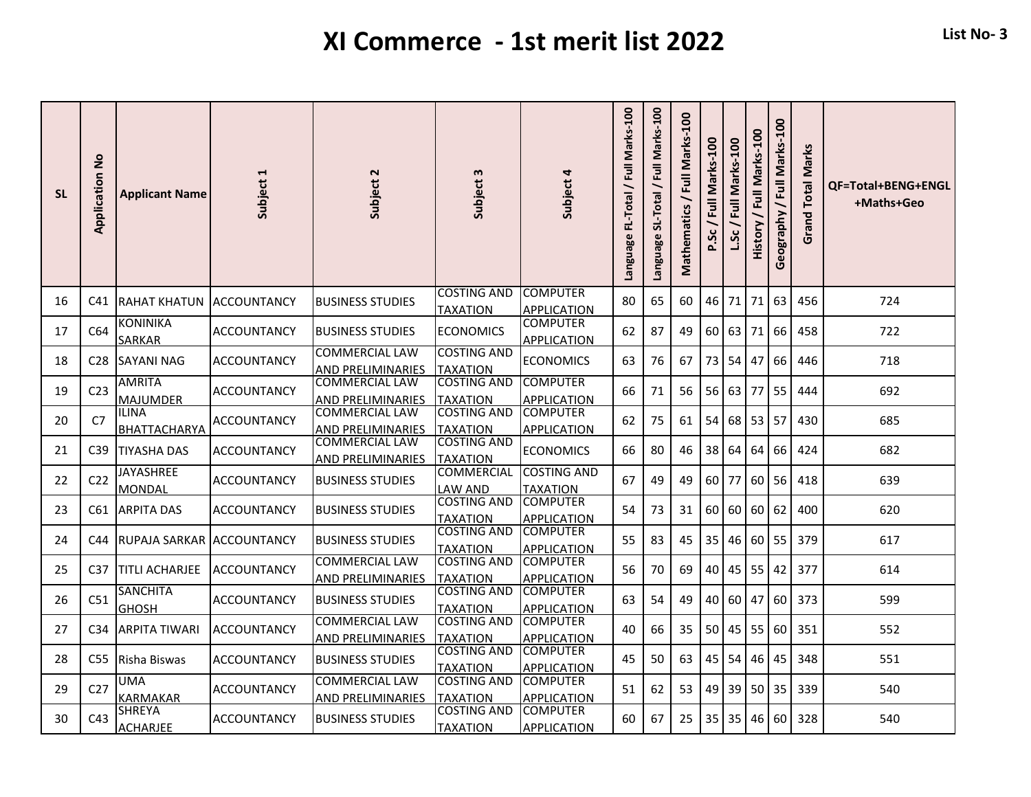# XI Commerce - 1st merit list 2022

**List No- 3**

| SL | Application No | Applicant Name | Subject 1 | Subject 2 | Subject 3 | Subject 4 | Language FL-Total / Full Marks-100 | Language SL-Total / Full Marks-100 | Mathematics / Full Marks-100 | P.Sc / Full Marks-100 | L.Sc / Full Marks-100 | History / Full Marks-100 | Geography / Full Marks-100 | Grand Total Marks | QF=Total+BENG+ENGL +Maths+Geo |
|---|---|---|---|---|---|---|---|---|---|---|---|---|---|---|---|
| 16 | C41 | RAHAT KHATUN | ACCOUNTANCY | BUSINESS STUDIES | COSTING AND TAXATION | COMPUTER APPLICATION | 80 | 65 | 60 | 46 | 71 | 71 | 63 | 456 | 724 |
| 17 | C64 | KONINIKA SARKAR | ACCOUNTANCY | BUSINESS STUDIES | ECONOMICS | COMPUTER APPLICATION | 62 | 87 | 49 | 60 | 63 | 71 | 66 | 458 | 722 |
| 18 | C28 | SAYANI NAG | ACCOUNTANCY | COMMERCIAL LAW AND PRELIMINARIES | COSTING AND TAXATION | ECONOMICS | 63 | 76 | 67 | 73 | 54 | 47 | 66 | 446 | 718 |
| 19 | C23 | AMRITA MAJUMDER | ACCOUNTANCY | COMMERCIAL LAW AND PRELIMINARIES | COSTING AND TAXATION | COMPUTER APPLICATION | 66 | 71 | 56 | 56 | 63 | 77 | 55 | 444 | 692 |
| 20 | C7 | ILINA BHATTACHARYA | ACCOUNTANCY | COMMERCIAL LAW AND PRELIMINARIES | COSTING AND TAXATION | COMPUTER APPLICATION | 62 | 75 | 61 | 54 | 68 | 53 | 57 | 430 | 685 |
| 21 | C39 | TIYASHA DAS | ACCOUNTANCY | COMMERCIAL LAW AND PRELIMINARIES | COSTING AND TAXATION | ECONOMICS | 66 | 80 | 46 | 38 | 64 | 64 | 66 | 424 | 682 |
| 22 | C22 | JAYASHREE MONDAL | ACCOUNTANCY | BUSINESS STUDIES | COMMERCIAL LAW AND | COSTING AND TAXATION | 67 | 49 | 49 | 60 | 77 | 60 | 56 | 418 | 639 |
| 23 | C61 | ARPITA DAS | ACCOUNTANCY | BUSINESS STUDIES | COSTING AND TAXATION | COMPUTER APPLICATION | 54 | 73 | 31 | 60 | 60 | 60 | 62 | 400 | 620 |
| 24 | C44 | RUPAJA SARKAR | ACCOUNTANCY | BUSINESS STUDIES | COSTING AND TAXATION | COMPUTER APPLICATION | 55 | 83 | 45 | 35 | 46 | 60 | 55 | 379 | 617 |
| 25 | C37 | TITLI ACHARJEE | ACCOUNTANCY | COMMERCIAL LAW AND PRELIMINARIES | COSTING AND TAXATION | COMPUTER APPLICATION | 56 | 70 | 69 | 40 | 45 | 55 | 42 | 377 | 614 |
| 26 | C51 | SANCHITA GHOSH | ACCOUNTANCY | BUSINESS STUDIES | COSTING AND TAXATION | COMPUTER APPLICATION | 63 | 54 | 49 | 40 | 60 | 47 | 60 | 373 | 599 |
| 27 | C34 | ARPITA TIWARI | ACCOUNTANCY | COMMERCIAL LAW AND PRELIMINARIES | COSTING AND TAXATION | COMPUTER APPLICATION | 40 | 66 | 35 | 50 | 45 | 55 | 60 | 351 | 552 |
| 28 | C55 | Risha Biswas | ACCOUNTANCY | BUSINESS STUDIES | COSTING AND TAXATION | COMPUTER APPLICATION | 45 | 50 | 63 | 45 | 54 | 46 | 45 | 348 | 551 |
| 29 | C27 | UMA KARMAKAR | ACCOUNTANCY | COMMERCIAL LAW AND PRELIMINARIES | COSTING AND TAXATION | COMPUTER APPLICATION | 51 | 62 | 53 | 49 | 39 | 50 | 35 | 339 | 540 |
| 30 | C43 | SHREYA ACHARJEE | ACCOUNTANCY | BUSINESS STUDIES | COSTING AND TAXATION | COMPUTER APPLICATION | 60 | 67 | 25 | 35 | 35 | 46 | 60 | 328 | 540 |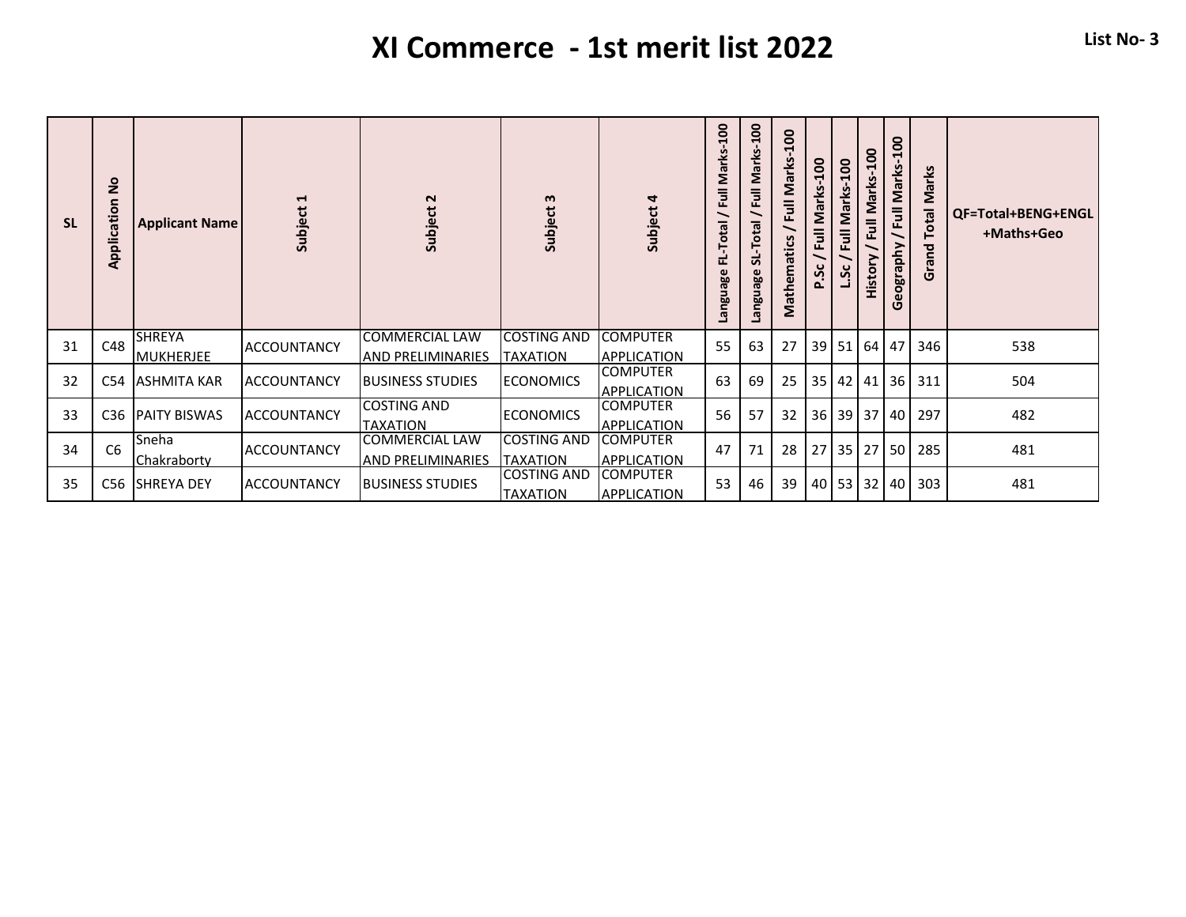# XI Commerce - 1st merit list 2022

List No- 3

| SL | Application No | Applicant Name | Subject 1 | Subject 2 | Subject 3 | Subject 4 | Language FL-Total / Full Marks-100 | Language SL-Total / Full Marks-100 | Mathematics / Full Marks-100 | P.Sc / Full Marks-100 | L.Sc / Full Marks-100 | History / Full Marks-100 | Geography / Full Marks-100 | Grand Total Marks | QF=Total+BENG+ENGL +Maths+Geo |
|---|---|---|---|---|---|---|---|---|---|---|---|---|---|---|---|
| 31 | C48 | SHREYA MUKHERJEE | ACCOUNTANCY | COMMERCIAL LAW AND PRELIMINARIES | COSTING AND TAXATION | COMPUTER APPLICATION | 55 | 63 | 27 | 39 | 51 | 64 | 47 | 346 | 538 |
| 32 | C54 | ASHMITA KAR | ACCOUNTANCY | BUSINESS STUDIES | ECONOMICS | COMPUTER APPLICATION | 63 | 69 | 25 | 35 | 42 | 41 | 36 | 311 | 504 |
| 33 | C36 | PAITY BISWAS | ACCOUNTANCY | COSTING AND TAXATION | ECONOMICS | COMPUTER APPLICATION | 56 | 57 | 32 | 36 | 39 | 37 | 40 | 297 | 482 |
| 34 | C6 | Sneha Chakraborty | ACCOUNTANCY | COMMERCIAL LAW AND PRELIMINARIES | COSTING AND TAXATION | COMPUTER APPLICATION | 47 | 71 | 28 | 27 | 35 | 27 | 50 | 285 | 481 |
| 35 | C56 | SHREYA DEY | ACCOUNTANCY | BUSINESS STUDIES | COSTING AND TAXATION | COMPUTER APPLICATION | 53 | 46 | 39 | 40 | 53 | 32 | 40 | 303 | 481 |